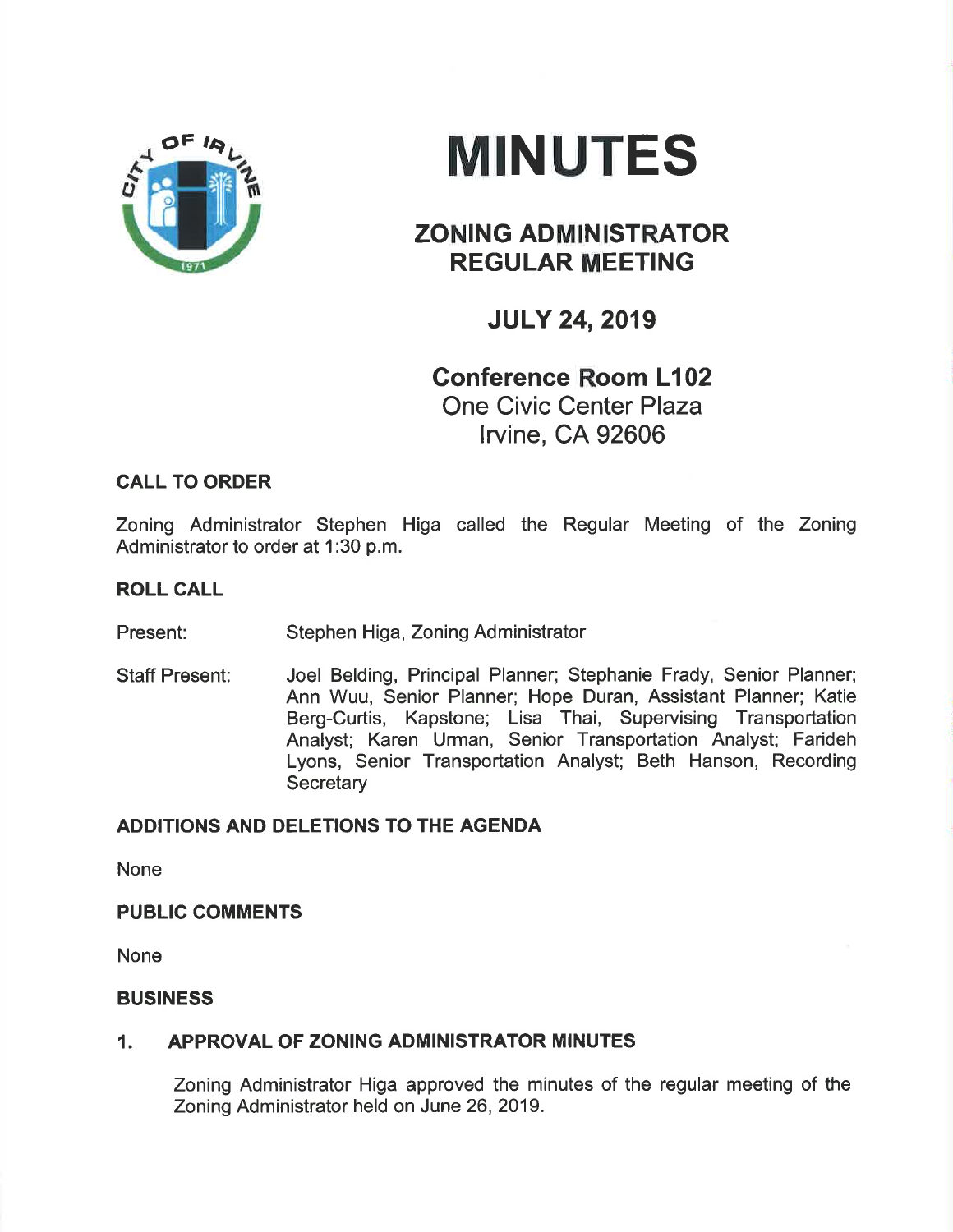# MINUTES

## ZONING ADMINISTRATOR REGULAR MEETING

## JULY 24, 2019

## Conference Room L102

One Civic Center Plaza
Irvine, CA 92606

### CALL TO ORDER

Zoning Administrator Stephen Higa called the Regular Meeting of the Zoning Administrator to order at 1:30 p.m.

### ROLL CALL

Present: Stephen Higa, Zoning Administrator

Staff Present: Joel Belding, Principal Planner; Stephanie Frady, Senior Planner; Ann Wuu, Senior Planner; Hope Duran, Assistant Planner; Katie Berg-Curtis, Kapstone; Lisa Thai, Supervising Transportation Analyst; Karen Urman, Senior Transportation Analyst; Farideh Lyons, Senior Transportation Analyst; Beth Hanson, Recording Secretary

### ADDITIONS AND DELETIONS TO THE AGENDA

None

### PUBLIC COMMENTS

None

### BUSINESS

### 1. APPROVAL OF ZONING ADMINISTRATOR MINUTES

Zoning Administrator Higa approved the minutes of the regular meeting of the Zoning Administrator held on June 26, 2019.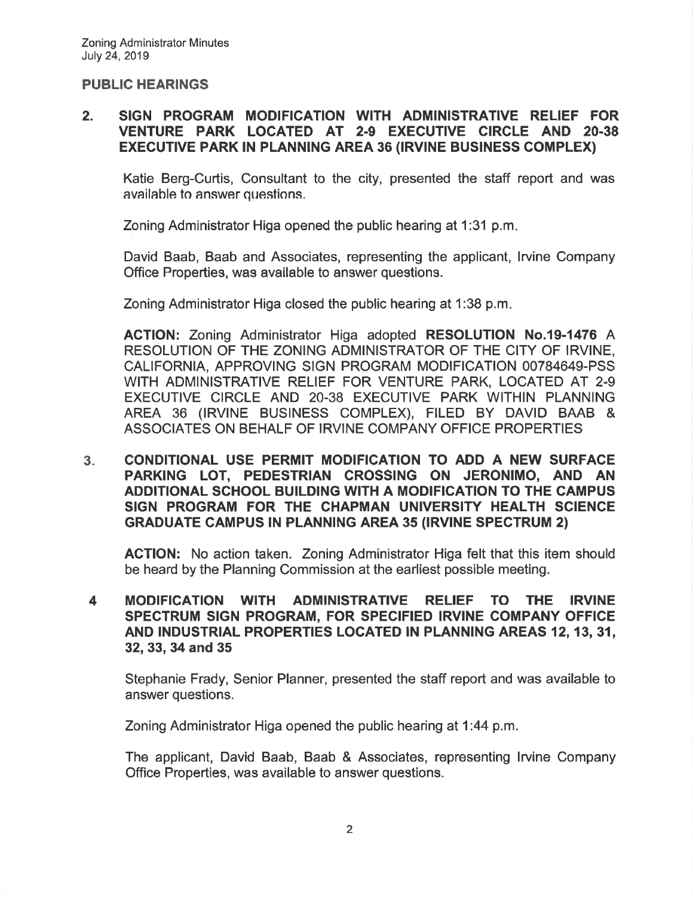## PUBLIC HEARINGS

**2. SIGN PROGRAM MODIFICATION WITH ADMINISTRATIVE RELIEF FOR VENTURE PARK LOCATED AT 2-9 EXECUTIVE CIRCLE AND 20-38 EXECUTIVE PARK IN PLANNING AREA 36 (IRVINE BUSINESS COMPLEX)**

Katie Berg-Curtis, Consultant to the city, presented the staff report and was available to answer questions.

Zoning Administrator Higa opened the public hearing at 1:31 p.m.

David Baab, Baab and Associates, representing the applicant, Irvine Company Office Properties, was available to answer questions.

Zoning Administrator Higa closed the public hearing at 1:38 p.m.

**ACTION:** Zoning Administrator Higa adopted **RESOLUTION No.19-1476** A RESOLUTION OF THE ZONING ADMINISTRATOR OF THE CITY OF IRVINE, CALIFORNIA, APPROVING SIGN PROGRAM MODIFICATION 00784649-PSS WITH ADMINISTRATIVE RELIEF FOR VENTURE PARK, LOCATED AT 2-9 EXECUTIVE CIRCLE AND 20-38 EXECUTIVE PARK WITHIN PLANNING AREA 36 (IRVINE BUSINESS COMPLEX), FILED BY DAVID BAAB & ASSOCIATES ON BEHALF OF IRVINE COMPANY OFFICE PROPERTIES

**3. CONDITIONAL USE PERMIT MODIFICATION TO ADD A NEW SURFACE PARKING LOT, PEDESTRIAN CROSSING ON JERONIMO, AND AN ADDITIONAL SCHOOL BUILDING WITH A MODIFICATION TO THE CAMPUS SIGN PROGRAM FOR THE CHAPMAN UNIVERSITY HEALTH SCIENCE GRADUATE CAMPUS IN PLANNING AREA 35 (IRVINE SPECTRUM 2)**

**ACTION:** No action taken. Zoning Administrator Higa felt that this item should be heard by the Planning Commission at the earliest possible meeting.

**4 MODIFICATION WITH ADMINISTRATIVE RELIEF TO THE IRVINE SPECTRUM SIGN PROGRAM, FOR SPECIFIED IRVINE COMPANY OFFICE AND INDUSTRIAL PROPERTIES LOCATED IN PLANNING AREAS 12, 13, 31, 32, 33, 34 and 35**

Stephanie Frady, Senior Planner, presented the staff report and was available to answer questions.

Zoning Administrator Higa opened the public hearing at 1:44 p.m.

The applicant, David Baab, Baab & Associates, representing Irvine Company Office Properties, was available to answer questions.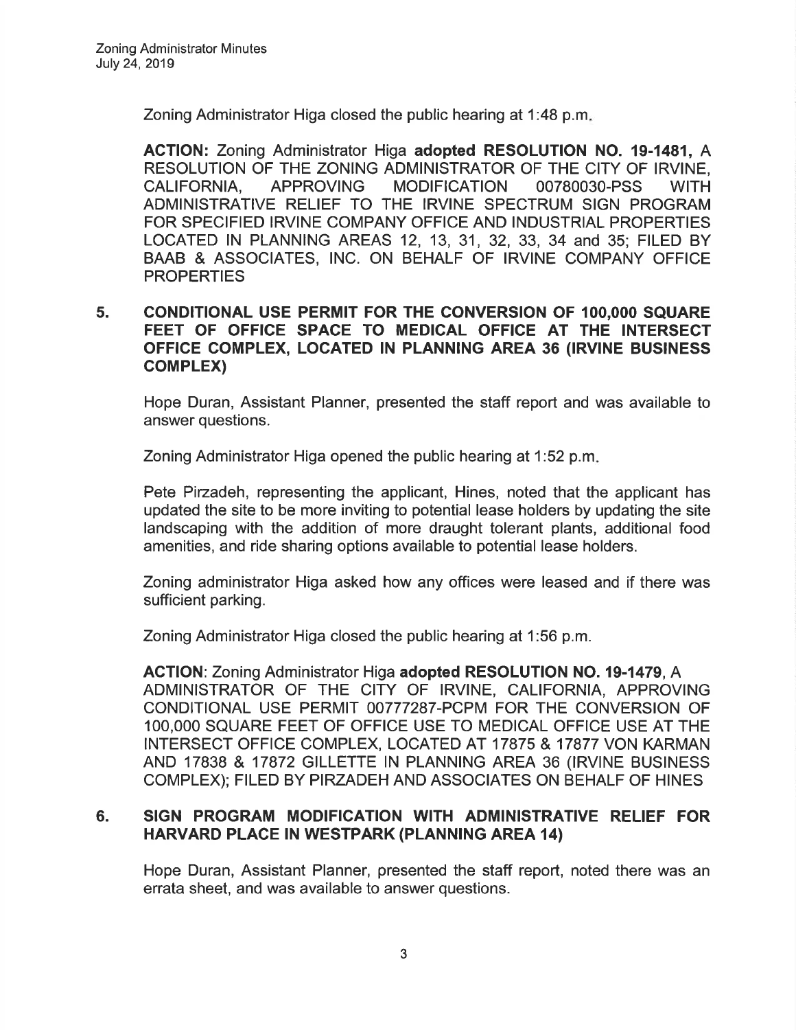Zoning Administrator Higa closed the public hearing at 1:48 p.m.

**ACTION:** Zoning Administrator Higa **adopted RESOLUTION NO. 19-1481,** A RESOLUTION OF THE ZONING ADMINISTRATOR OF THE CITY OF IRVINE, CALIFORNIA, APPROVING MODIFICATION 00780030-PSS WITH ADMINISTRATIVE RELIEF TO THE IRVINE SPECTRUM SIGN PROGRAM FOR SPECIFIED IRVINE COMPANY OFFICE AND INDUSTRIAL PROPERTIES LOCATED IN PLANNING AREAS 12, 13, 31, 32, 33, 34 and 35; FILED BY BAAB & ASSOCIATES, INC. ON BEHALF OF IRVINE COMPANY OFFICE PROPERTIES

## 5. CONDITIONAL USE PERMIT FOR THE CONVERSION OF 100,000 SQUARE FEET OF OFFICE SPACE TO MEDICAL OFFICE AT THE INTERSECT OFFICE COMPLEX, LOCATED IN PLANNING AREA 36 (IRVINE BUSINESS COMPLEX)

Hope Duran, Assistant Planner, presented the staff report and was available to answer questions.

Zoning Administrator Higa opened the public hearing at 1:52 p.m.

Pete Pirzadeh, representing the applicant, Hines, noted that the applicant has updated the site to be more inviting to potential lease holders by updating the site landscaping with the addition of more draught tolerant plants, additional food amenities, and ride sharing options available to potential lease holders.

Zoning administrator Higa asked how any offices were leased and if there was sufficient parking.

Zoning Administrator Higa closed the public hearing at 1:56 p.m.

**ACTION**: Zoning Administrator Higa **adopted RESOLUTION NO. 19-1479**, A ADMINISTRATOR OF THE CITY OF IRVINE, CALIFORNIA, APPROVING CONDITIONAL USE PERMIT 00777287-PCPM FOR THE CONVERSION OF 100,000 SQUARE FEET OF OFFICE USE TO MEDICAL OFFICE USE AT THE INTERSECT OFFICE COMPLEX, LOCATED AT 17875 & 17877 VON KARMAN AND 17838 & 17872 GILLETTE IN PLANNING AREA 36 (IRVINE BUSINESS COMPLEX); FILED BY PIRZADEH AND ASSOCIATES ON BEHALF OF HINES

## 6. SIGN PROGRAM MODIFICATION WITH ADMINISTRATIVE RELIEF FOR HARVARD PLACE IN WESTPARK (PLANNING AREA 14)

Hope Duran, Assistant Planner, presented the staff report, noted there was an errata sheet, and was available to answer questions.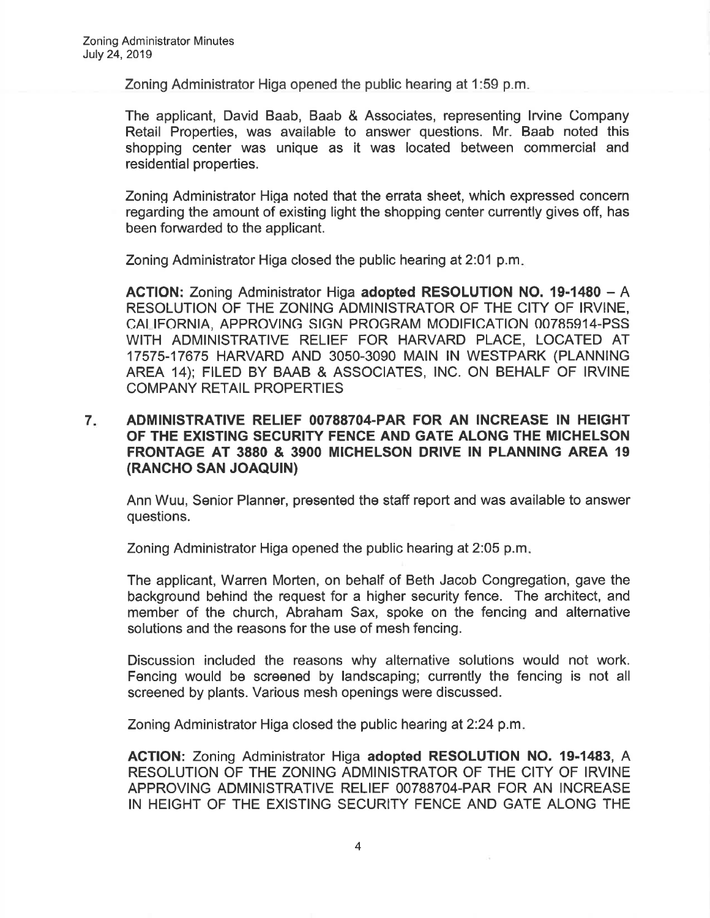Zoning Administrator Higa opened the public hearing at 1:59 p.m.

The applicant, David Baab, Baab & Associates, representing Irvine Company Retail Properties, was available to answer questions. Mr. Baab noted this shopping center was unique as it was located between commercial and residential properties.

Zoning Administrator Higa noted that the errata sheet, which expressed concern regarding the amount of existing light the shopping center currently gives off, has been forwarded to the applicant.

Zoning Administrator Higa closed the public hearing at 2:01 p.m.

**ACTION:** Zoning Administrator Higa **adopted RESOLUTION NO. 19-1480** – A RESOLUTION OF THE ZONING ADMINISTRATOR OF THE CITY OF IRVINE, CALIFORNIA, APPROVING SIGN PROGRAM MODIFICATION 00785914-PSS WITH ADMINISTRATIVE RELIEF FOR HARVARD PLACE, LOCATED AT 17575-17675 HARVARD AND 3050-3090 MAIN IN WESTPARK (PLANNING AREA 14); FILED BY BAAB & ASSOCIATES, INC. ON BEHALF OF IRVINE COMPANY RETAIL PROPERTIES

**7. ADMINISTRATIVE RELIEF 00788704-PAR FOR AN INCREASE IN HEIGHT OF THE EXISTING SECURITY FENCE AND GATE ALONG THE MICHELSON FRONTAGE AT 3880 & 3900 MICHELSON DRIVE IN PLANNING AREA 19 (RANCHO SAN JOAQUIN)**

Ann Wuu, Senior Planner, presented the staff report and was available to answer questions.

Zoning Administrator Higa opened the public hearing at 2:05 p.m.

The applicant, Warren Morten, on behalf of Beth Jacob Congregation, gave the background behind the request for a higher security fence. The architect, and member of the church, Abraham Sax, spoke on the fencing and alternative solutions and the reasons for the use of mesh fencing.

Discussion included the reasons why alternative solutions would not work. Fencing would be screened by landscaping; currently the fencing is not all screened by plants. Various mesh openings were discussed.

Zoning Administrator Higa closed the public hearing at 2:24 p.m.

**ACTION:** Zoning Administrator Higa **adopted RESOLUTION NO. 19-1483**, A RESOLUTION OF THE ZONING ADMINISTRATOR OF THE CITY OF IRVINE APPROVING ADMINISTRATIVE RELIEF 00788704-PAR FOR AN INCREASE IN HEIGHT OF THE EXISTING SECURITY FENCE AND GATE ALONG THE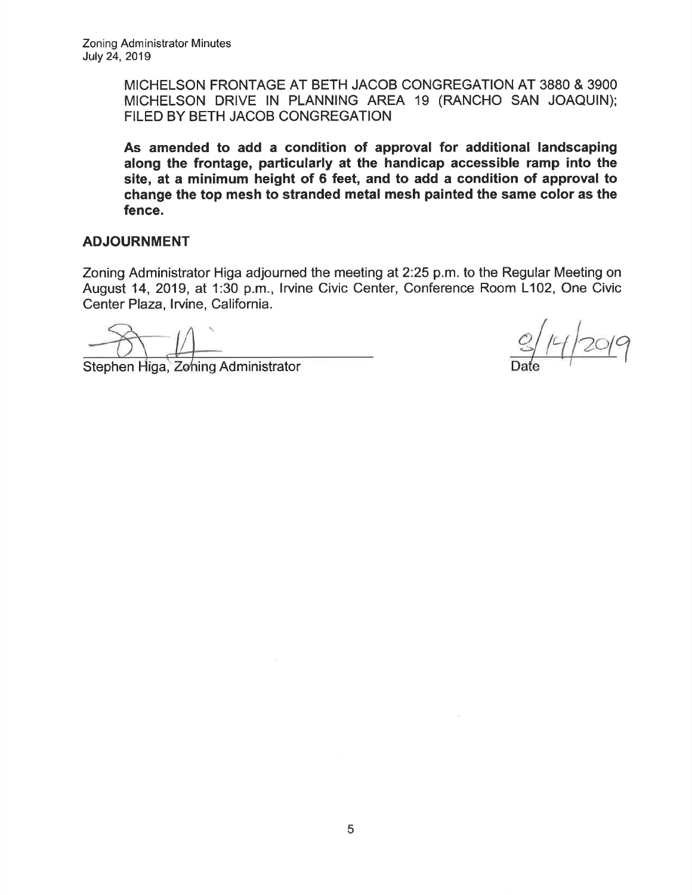MICHELSON FRONTAGE AT BETH JACOB CONGREGATION AT 3880 & 3900 MICHELSON DRIVE IN PLANNING AREA 19 (RANCHO SAN JOAQUIN); FILED BY BETH JACOB CONGREGATION

**As amended to add a condition of approval for additional landscaping along the frontage, particularly at the handicap accessible ramp into the site, at a minimum height of 6 feet, and to add a condition of approval to change the top mesh to stranded metal mesh painted the same color as the fence.**

## ADJOURNMENT

Zoning Administrator Higa adjourned the meeting at 2:25 p.m. to the Regular Meeting on August 14, 2019, at 1:30 p.m., Irvine Civic Center, Conference Room L102, One Civic Center Plaza, Irvine, California.

Stephen Higa, Zoning Administrator

8/14/2019
Date